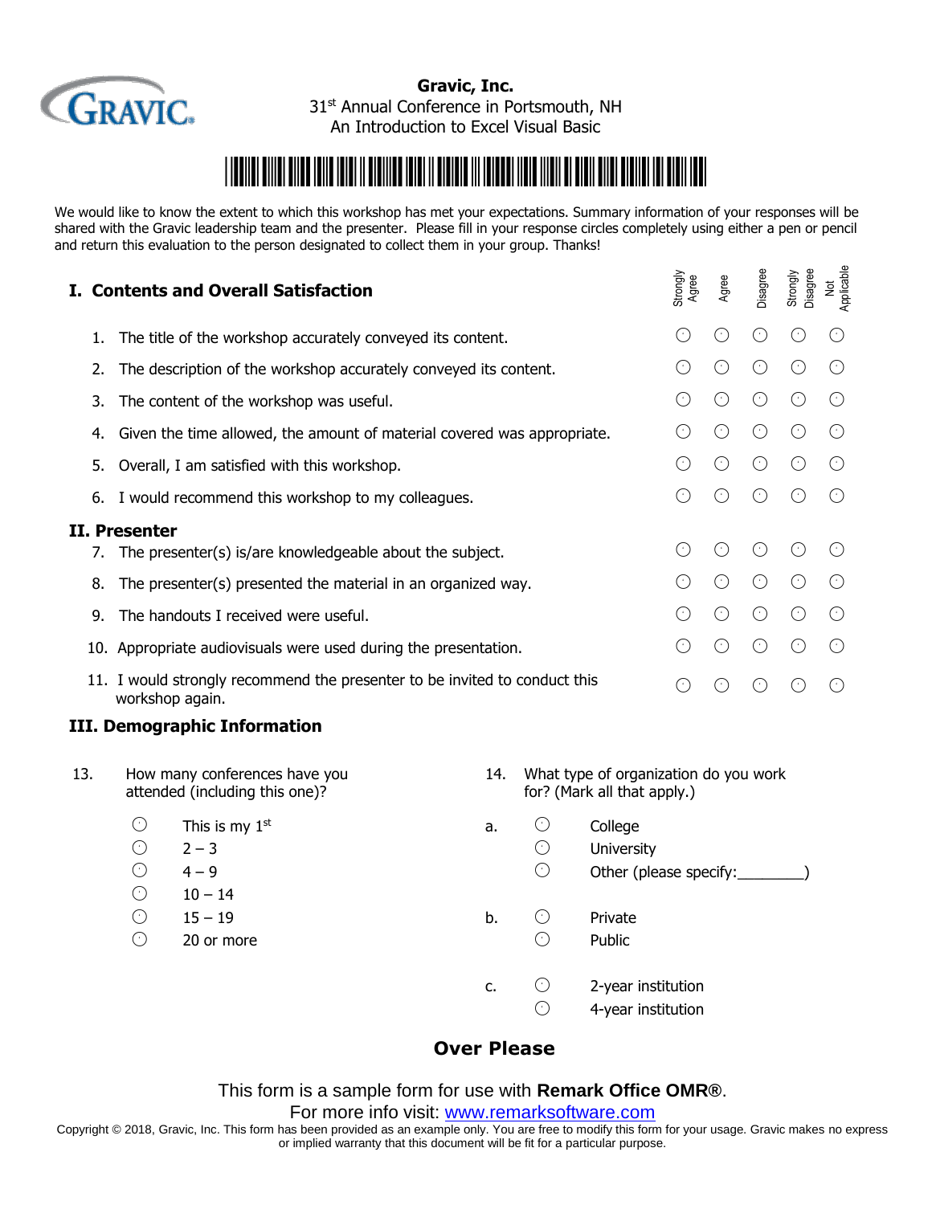**Gravic, Inc.**
31st Annual Conference in Portsmouth, NH
An Introduction to Excel Visual Basic

We would like to know the extent to which this workshop has met your expectations. Summary information of your responses will be shared with the Gravic leadership team and the presenter. Please fill in your response circles completely using either a pen or pencil and return this evaluation to the person designated to collect them in your group. Thanks!

| | Strongly Agree | Agree | Disagree | Strongly Disagree | Not Applicable |
|---|---|---|---|---|---|
| **I. Contents and Overall Satisfaction** | | | | | |
| 1. The title of the workshop accurately conveyed its content. | ○ | ○ | ○ | ○ | ○ |
| 2. The description of the workshop accurately conveyed its content. | ○ | ○ | ○ | ○ | ○ |
| 3. The content of the workshop was useful. | ○ | ○ | ○ | ○ | ○ |
| 4. Given the time allowed, the amount of material covered was appropriate. | ○ | ○ | ○ | ○ | ○ |
| 5. Overall, I am satisfied with this workshop. | ○ | ○ | ○ | ○ | ○ |
| 6. I would recommend this workshop to my colleagues. | ○ | ○ | ○ | ○ | ○ |
| **II. Presenter** | | | | | |
| 7. The presenter(s) is/are knowledgeable about the subject. | ○ | ○ | ○ | ○ | ○ |
| 8. The presenter(s) presented the material in an organized way. | ○ | ○ | ○ | ○ | ○ |
| 9. The handouts I received were useful. | ○ | ○ | ○ | ○ | ○ |
| 10. Appropriate audiovisuals were used during the presentation. | ○ | ○ | ○ | ○ | ○ |
| 11. I would strongly recommend the presenter to be invited to conduct this workshop again. | ○ | ○ | ○ | ○ | ○ |

**III. Demographic Information**

13. How many conferences have you attended (including this one)?

- ○ This is my 1st
- ○ 2 – 3
- ○ 4 – 9
- ○ 10 – 14
- ○ 15 – 19
- ○ 20 or more

14. What type of organization do you work for? (Mark all that apply.)

a.
- ○ College
- ○ University
- ○ Other (please specify:________)

b.
- ○ Private
- ○ Public

c.
- ○ 2-year institution
- ○ 4-year institution

**Over Please**

This form is a sample form for use with **Remark Office OMR®**.
For more info visit: www.remarksoftware.com

Copyright © 2018, Gravic, Inc. This form has been provided as an example only. You are free to modify this form for your usage. Gravic makes no express or implied warranty that this document will be fit for a particular purpose.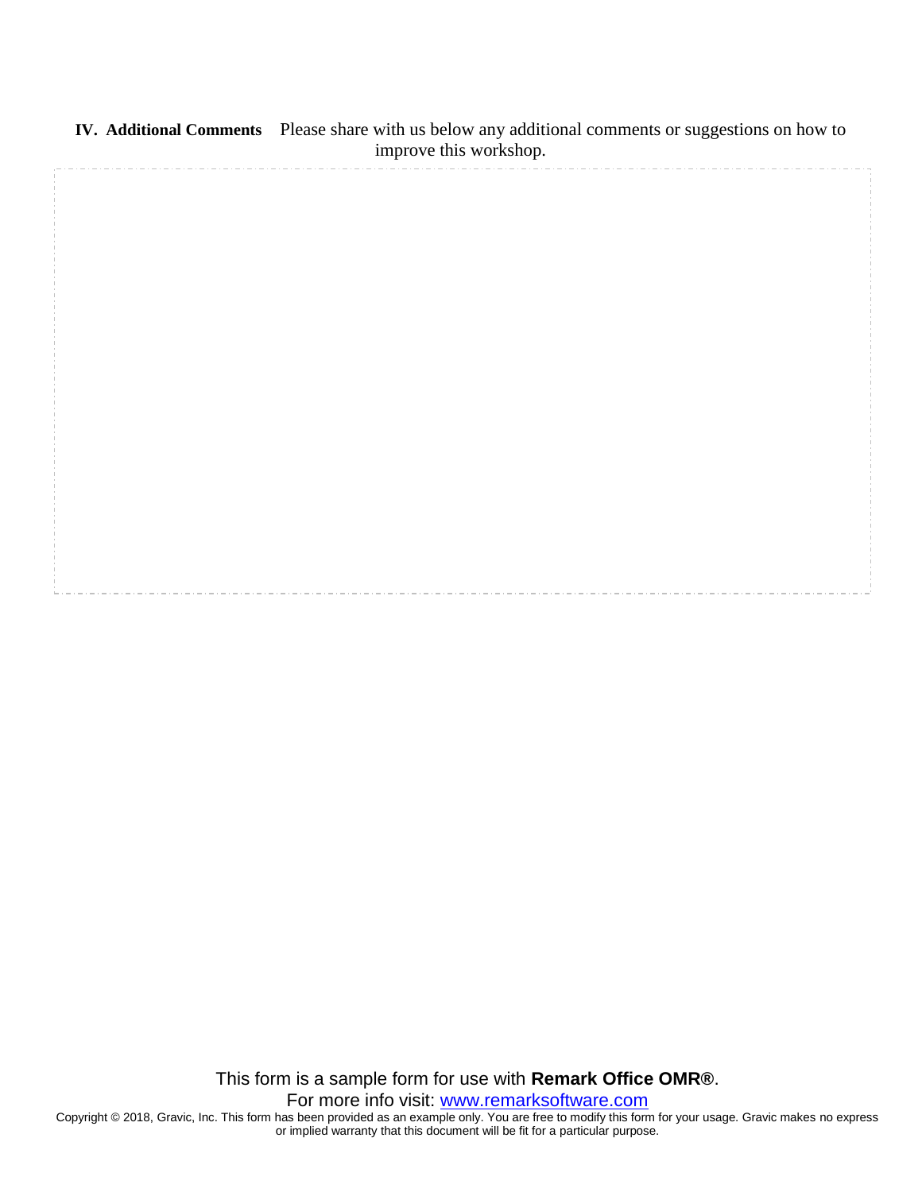**IV. Additional Comments** Please share with us below any additional comments or suggestions on how to improve this workshop.

This form is a sample form for use with **Remark Office OMR®**.

For more info visit: www.remarksoftware.com

Copyright © 2018, Gravic, Inc. This form has been provided as an example only. You are free to modify this form for your usage. Gravic makes no express or implied warranty that this document will be fit for a particular purpose.